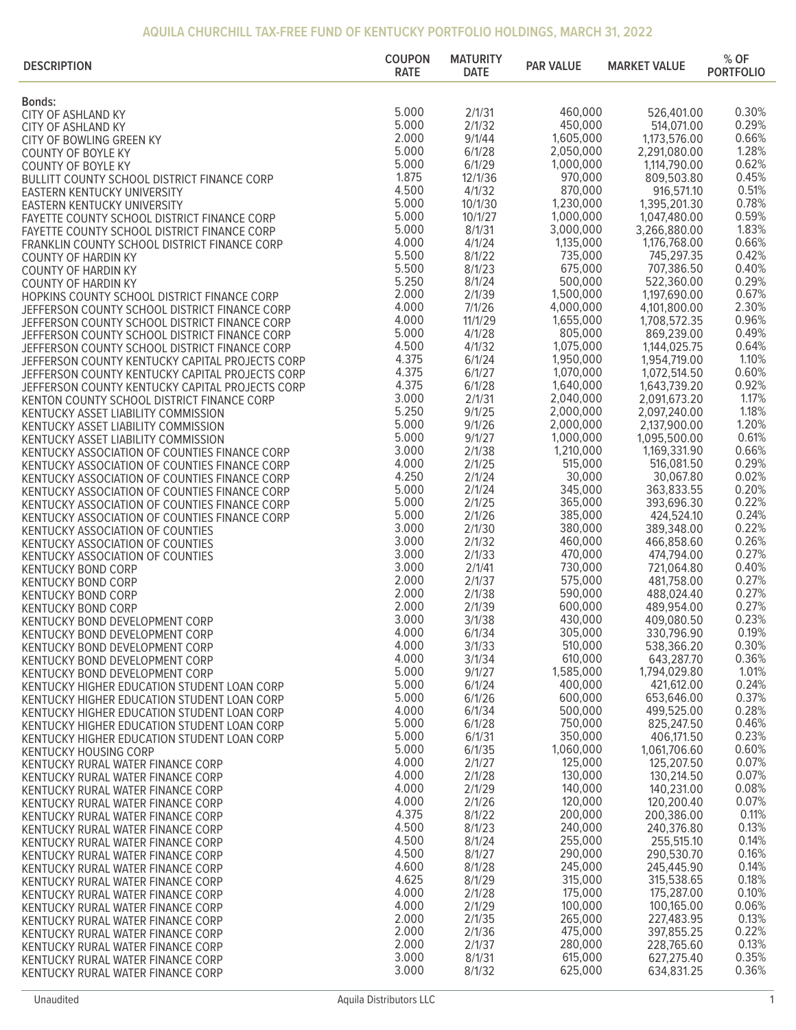## AQUILA CHURCHILL TAX-FREE FUND OF KENTUCKY PORTFOLIO HOLDINGS, MARCH 31, 2022

| DESCRIPTION | COUPON RATE | MATURITY DATE | PAR VALUE | MARKET VALUE | % OF PORTFOLIO |
|---|---|---|---|---|---|
| **Bonds:** | | | | | |
| CITY OF ASHLAND KY | 5.000 | 2/1/31 | 460,000 | 526,401.00 | 0.30% |
| CITY OF ASHLAND KY | 5.000 | 2/1/32 | 450,000 | 514,071.00 | 0.29% |
| CITY OF BOWLING GREEN KY | 2.000 | 9/1/44 | 1,605,000 | 1,173,576.00 | 0.66% |
| COUNTY OF BOYLE KY | 5.000 | 6/1/28 | 2,050,000 | 2,291,080.00 | 1.28% |
| COUNTY OF BOYLE KY | 5.000 | 6/1/29 | 1,000,000 | 1,114,790.00 | 0.62% |
| BULLITT COUNTY SCHOOL DISTRICT FINANCE CORP | 1.875 | 12/1/36 | 970,000 | 809,503.80 | 0.45% |
| EASTERN KENTUCKY UNIVERSITY | 4.500 | 4/1/32 | 870,000 | 916,571.10 | 0.51% |
| EASTERN KENTUCKY UNIVERSITY | 5.000 | 10/1/30 | 1,230,000 | 1,395,201.30 | 0.78% |
| FAYETTE COUNTY SCHOOL DISTRICT FINANCE CORP | 5.000 | 10/1/27 | 1,000,000 | 1,047,480.00 | 0.59% |
| FAYETTE COUNTY SCHOOL DISTRICT FINANCE CORP | 5.000 | 8/1/31 | 3,000,000 | 3,266,880.00 | 1.83% |
| FRANKLIN COUNTY SCHOOL DISTRICT FINANCE CORP | 4.000 | 4/1/24 | 1,135,000 | 1,176,768.00 | 0.66% |
| COUNTY OF HARDIN KY | 5.500 | 8/1/22 | 735,000 | 745,297.35 | 0.42% |
| COUNTY OF HARDIN KY | 5.500 | 8/1/23 | 675,000 | 707,386.50 | 0.40% |
| COUNTY OF HARDIN KY | 5.250 | 8/1/24 | 500,000 | 522,360.00 | 0.29% |
| HOPKINS COUNTY SCHOOL DISTRICT FINANCE CORP | 2.000 | 2/1/39 | 1,500,000 | 1,197,690.00 | 0.67% |
| JEFFERSON COUNTY SCHOOL DISTRICT FINANCE CORP | 4.000 | 7/1/26 | 4,000,000 | 4,101,800.00 | 2.30% |
| JEFFERSON COUNTY SCHOOL DISTRICT FINANCE CORP | 4.000 | 11/1/29 | 1,655,000 | 1,708,572.35 | 0.96% |
| JEFFERSON COUNTY SCHOOL DISTRICT FINANCE CORP | 5.000 | 4/1/28 | 805,000 | 869,239.00 | 0.49% |
| JEFFERSON COUNTY SCHOOL DISTRICT FINANCE CORP | 4.500 | 4/1/32 | 1,075,000 | 1,144,025.75 | 0.64% |
| JEFFERSON COUNTY KENTUCKY CAPITAL PROJECTS CORP | 4.375 | 6/1/24 | 1,950,000 | 1,954,719.00 | 1.10% |
| JEFFERSON COUNTY KENTUCKY CAPITAL PROJECTS CORP | 4.375 | 6/1/27 | 1,070,000 | 1,072,514.50 | 0.60% |
| JEFFERSON COUNTY KENTUCKY CAPITAL PROJECTS CORP | 4.375 | 6/1/28 | 1,640,000 | 1,643,739.20 | 0.92% |
| KENTON COUNTY SCHOOL DISTRICT FINANCE CORP | 3.000 | 2/1/31 | 2,040,000 | 2,091,673.20 | 1.17% |
| KENTUCKY ASSET LIABILITY COMMISSION | 5.250 | 9/1/25 | 2,000,000 | 2,097,240.00 | 1.18% |
| KENTUCKY ASSET LIABILITY COMMISSION | 5.000 | 9/1/26 | 2,000,000 | 2,137,900.00 | 1.20% |
| KENTUCKY ASSET LIABILITY COMMISSION | 5.000 | 9/1/27 | 1,000,000 | 1,095,500.00 | 0.61% |
| KENTUCKY ASSOCIATION OF COUNTIES FINANCE CORP | 3.000 | 2/1/38 | 1,210,000 | 1,169,331.90 | 0.66% |
| KENTUCKY ASSOCIATION OF COUNTIES FINANCE CORP | 4.000 | 2/1/25 | 515,000 | 516,081.50 | 0.29% |
| KENTUCKY ASSOCIATION OF COUNTIES FINANCE CORP | 4.250 | 2/1/24 | 30,000 | 30,067.80 | 0.02% |
| KENTUCKY ASSOCIATION OF COUNTIES FINANCE CORP | 5.000 | 2/1/24 | 345,000 | 363,833.55 | 0.20% |
| KENTUCKY ASSOCIATION OF COUNTIES FINANCE CORP | 5.000 | 2/1/25 | 365,000 | 393,696.30 | 0.22% |
| KENTUCKY ASSOCIATION OF COUNTIES FINANCE CORP | 5.000 | 2/1/26 | 385,000 | 424,524.10 | 0.24% |
| KENTUCKY ASSOCIATION OF COUNTIES | 3.000 | 2/1/30 | 380,000 | 389,348.00 | 0.22% |
| KENTUCKY ASSOCIATION OF COUNTIES | 3.000 | 2/1/32 | 460,000 | 466,858.60 | 0.26% |
| KENTUCKY ASSOCIATION OF COUNTIES | 3.000 | 2/1/33 | 470,000 | 474,794.00 | 0.27% |
| KENTUCKY BOND CORP | 3.000 | 2/1/41 | 730,000 | 721,064.80 | 0.40% |
| KENTUCKY BOND CORP | 2.000 | 2/1/37 | 575,000 | 481,758.00 | 0.27% |
| KENTUCKY BOND CORP | 2.000 | 2/1/38 | 590,000 | 488,024.40 | 0.27% |
| KENTUCKY BOND CORP | 2.000 | 2/1/39 | 600,000 | 489,954.00 | 0.27% |
| KENTUCKY BOND DEVELOPMENT CORP | 3.000 | 3/1/38 | 430,000 | 409,080.50 | 0.23% |
| KENTUCKY BOND DEVELOPMENT CORP | 4.000 | 6/1/34 | 305,000 | 330,796.90 | 0.19% |
| KENTUCKY BOND DEVELOPMENT CORP | 4.000 | 3/1/33 | 510,000 | 538,366.20 | 0.30% |
| KENTUCKY BOND DEVELOPMENT CORP | 4.000 | 3/1/34 | 610,000 | 643,287.70 | 0.36% |
| KENTUCKY BOND DEVELOPMENT CORP | 5.000 | 9/1/27 | 1,585,000 | 1,794,029.80 | 1.01% |
| KENTUCKY HIGHER EDUCATION STUDENT LOAN CORP | 5.000 | 6/1/24 | 400,000 | 421,612.00 | 0.24% |
| KENTUCKY HIGHER EDUCATION STUDENT LOAN CORP | 5.000 | 6/1/26 | 600,000 | 653,646.00 | 0.37% |
| KENTUCKY HIGHER EDUCATION STUDENT LOAN CORP | 4.000 | 6/1/34 | 500,000 | 499,525.00 | 0.28% |
| KENTUCKY HIGHER EDUCATION STUDENT LOAN CORP | 5.000 | 6/1/28 | 750,000 | 825,247.50 | 0.46% |
| KENTUCKY HIGHER EDUCATION STUDENT LOAN CORP | 5.000 | 6/1/31 | 350,000 | 406,171.50 | 0.23% |
| KENTUCKY HOUSING CORP | 5.000 | 6/1/35 | 1,060,000 | 1,061,706.60 | 0.60% |
| KENTUCKY RURAL WATER FINANCE CORP | 4.000 | 2/1/27 | 125,000 | 125,207.50 | 0.07% |
| KENTUCKY RURAL WATER FINANCE CORP | 4.000 | 2/1/28 | 130,000 | 130,214.50 | 0.07% |
| KENTUCKY RURAL WATER FINANCE CORP | 4.000 | 2/1/29 | 140,000 | 140,231.00 | 0.08% |
| KENTUCKY RURAL WATER FINANCE CORP | 4.000 | 2/1/26 | 120,000 | 120,200.40 | 0.07% |
| KENTUCKY RURAL WATER FINANCE CORP | 4.375 | 8/1/22 | 200,000 | 200,386.00 | 0.11% |
| KENTUCKY RURAL WATER FINANCE CORP | 4.500 | 8/1/23 | 240,000 | 240,376.80 | 0.13% |
| KENTUCKY RURAL WATER FINANCE CORP | 4.500 | 8/1/24 | 255,000 | 255,515.10 | 0.14% |
| KENTUCKY RURAL WATER FINANCE CORP | 4.500 | 8/1/27 | 290,000 | 290,530.70 | 0.16% |
| KENTUCKY RURAL WATER FINANCE CORP | 4.600 | 8/1/28 | 245,000 | 245,445.90 | 0.14% |
| KENTUCKY RURAL WATER FINANCE CORP | 4.625 | 8/1/29 | 315,000 | 315,538.65 | 0.18% |
| KENTUCKY RURAL WATER FINANCE CORP | 4.000 | 2/1/28 | 175,000 | 175,287.00 | 0.10% |
| KENTUCKY RURAL WATER FINANCE CORP | 4.000 | 2/1/29 | 100,000 | 100,165.00 | 0.06% |
| KENTUCKY RURAL WATER FINANCE CORP | 2.000 | 2/1/35 | 265,000 | 227,483.95 | 0.13% |
| KENTUCKY RURAL WATER FINANCE CORP | 2.000 | 2/1/36 | 475,000 | 397,855.25 | 0.22% |
| KENTUCKY RURAL WATER FINANCE CORP | 2.000 | 2/1/37 | 280,000 | 228,765.60 | 0.13% |
| KENTUCKY RURAL WATER FINANCE CORP | 3.000 | 8/1/31 | 615,000 | 627,275.40 | 0.35% |
| KENTUCKY RURAL WATER FINANCE CORP | 3.000 | 8/1/32 | 625,000 | 634,831.25 | 0.36% |

Unaudited    Aquila Distributors LLC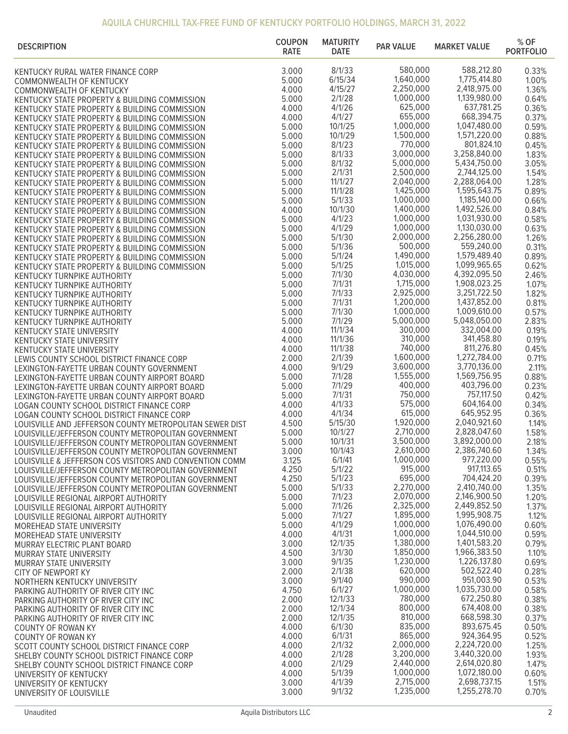## AQUILA CHURCHILL TAX-FREE FUND OF KENTUCKY PORTFOLIO HOLDINGS, MARCH 31, 2022

| DESCRIPTION | COUPON RATE | MATURITY DATE | PAR VALUE | MARKET VALUE | % OF PORTFOLIO |
|---|---|---|---|---|---|
| KENTUCKY RURAL WATER FINANCE CORP | 3.000 | 8/1/33 | 580,000 | 588,212.80 | 0.33% |
| COMMONWEALTH OF KENTUCKY | 5.000 | 6/15/34 | 1,640,000 | 1,775,414.80 | 1.00% |
| COMMONWEALTH OF KENTUCKY | 4.000 | 4/15/27 | 2,250,000 | 2,418,975.00 | 1.36% |
| KENTUCKY STATE PROPERTY & BUILDING COMMISSION | 5.000 | 2/1/28 | 1,000,000 | 1,139,980.00 | 0.64% |
| KENTUCKY STATE PROPERTY & BUILDING COMMISSION | 4.000 | 4/1/26 | 625,000 | 637,781.25 | 0.36% |
| KENTUCKY STATE PROPERTY & BUILDING COMMISSION | 4.000 | 4/1/27 | 655,000 | 668,394.75 | 0.37% |
| KENTUCKY STATE PROPERTY & BUILDING COMMISSION | 5.000 | 10/1/25 | 1,000,000 | 1,047,480.00 | 0.59% |
| KENTUCKY STATE PROPERTY & BUILDING COMMISSION | 5.000 | 10/1/29 | 1,500,000 | 1,571,220.00 | 0.88% |
| KENTUCKY STATE PROPERTY & BUILDING COMMISSION | 5.000 | 8/1/23 | 770,000 | 801,824.10 | 0.45% |
| KENTUCKY STATE PROPERTY & BUILDING COMMISSION | 5.000 | 8/1/33 | 3,000,000 | 3,258,840.00 | 1.83% |
| KENTUCKY STATE PROPERTY & BUILDING COMMISSION | 5.000 | 8/1/32 | 5,000,000 | 5,434,750.00 | 3.05% |
| KENTUCKY STATE PROPERTY & BUILDING COMMISSION | 5.000 | 2/1/31 | 2,500,000 | 2,744,125.00 | 1.54% |
| KENTUCKY STATE PROPERTY & BUILDING COMMISSION | 5.000 | 11/1/27 | 2,040,000 | 2,288,064.00 | 1.28% |
| KENTUCKY STATE PROPERTY & BUILDING COMMISSION | 5.000 | 11/1/28 | 1,425,000 | 1,595,643.75 | 0.89% |
| KENTUCKY STATE PROPERTY & BUILDING COMMISSION | 5.000 | 5/1/33 | 1,000,000 | 1,185,140.00 | 0.66% |
| KENTUCKY STATE PROPERTY & BUILDING COMMISSION | 4.000 | 10/1/30 | 1,400,000 | 1,492,526.00 | 0.84% |
| KENTUCKY STATE PROPERTY & BUILDING COMMISSION | 5.000 | 4/1/23 | 1,000,000 | 1,031,930.00 | 0.58% |
| KENTUCKY STATE PROPERTY & BUILDING COMMISSION | 5.000 | 4/1/29 | 1,000,000 | 1,130,030.00 | 0.63% |
| KENTUCKY STATE PROPERTY & BUILDING COMMISSION | 5.000 | 5/1/30 | 2,000,000 | 2,256,280.00 | 1.26% |
| KENTUCKY STATE PROPERTY & BUILDING COMMISSION | 5.000 | 5/1/36 | 500,000 | 559,240.00 | 0.31% |
| KENTUCKY STATE PROPERTY & BUILDING COMMISSION | 5.000 | 5/1/24 | 1,490,000 | 1,579,489.40 | 0.89% |
| KENTUCKY STATE PROPERTY & BUILDING COMMISSION | 5.000 | 5/1/25 | 1,015,000 | 1,099,965.65 | 0.62% |
| KENTUCKY TURNPIKE AUTHORITY | 5.000 | 7/1/30 | 4,030,000 | 4,392,095.50 | 2.46% |
| KENTUCKY TURNPIKE AUTHORITY | 5.000 | 7/1/31 | 1,715,000 | 1,908,023.25 | 1.07% |
| KENTUCKY TURNPIKE AUTHORITY | 5.000 | 7/1/33 | 2,925,000 | 3,251,722.50 | 1.82% |
| KENTUCKY TURNPIKE AUTHORITY | 5.000 | 7/1/31 | 1,200,000 | 1,437,852.00 | 0.81% |
| KENTUCKY TURNPIKE AUTHORITY | 5.000 | 7/1/30 | 1,000,000 | 1,009,610.00 | 0.57% |
| KENTUCKY TURNPIKE AUTHORITY | 5.000 | 7/1/29 | 5,000,000 | 5,048,050.00 | 2.83% |
| KENTUCKY STATE UNIVERSITY | 4.000 | 11/1/34 | 300,000 | 332,004.00 | 0.19% |
| KENTUCKY STATE UNIVERSITY | 4.000 | 11/1/36 | 310,000 | 341,458.80 | 0.19% |
| KENTUCKY STATE UNIVERSITY | 4.000 | 11/1/38 | 740,000 | 811,276.80 | 0.45% |
| LEWIS COUNTY SCHOOL DISTRICT FINANCE CORP | 2.000 | 2/1/39 | 1,600,000 | 1,272,784.00 | 0.71% |
| LEXINGTON-FAYETTE URBAN COUNTY GOVERNMENT | 4.000 | 9/1/29 | 3,600,000 | 3,770,136.00 | 2.11% |
| LEXINGTON-FAYETTE URBAN COUNTY AIRPORT BOARD | 5.000 | 7/1/28 | 1,555,000 | 1,569,756.95 | 0.88% |
| LEXINGTON-FAYETTE URBAN COUNTY AIRPORT BOARD | 5.000 | 7/1/29 | 400,000 | 403,796.00 | 0.23% |
| LEXINGTON-FAYETTE URBAN COUNTY AIRPORT BOARD | 5.000 | 7/1/31 | 750,000 | 757,117.50 | 0.42% |
| LOGAN COUNTY SCHOOL DISTRICT FINANCE CORP | 4.000 | 4/1/33 | 575,000 | 604,164.00 | 0.34% |
| LOGAN COUNTY SCHOOL DISTRICT FINANCE CORP | 4.000 | 4/1/34 | 615,000 | 645,952.95 | 0.36% |
| LOUISVILLE AND JEFFERSON COUNTY METROPOLITAN SEWER DIST | 4.500 | 5/15/30 | 1,920,000 | 2,040,921.60 | 1.14% |
| LOUISVILLE/JEFFERSON COUNTY METROPOLITAN GOVERNMENT | 5.000 | 10/1/27 | 2,710,000 | 2,828,047.60 | 1.58% |
| LOUISVILLE/JEFFERSON COUNTY METROPOLITAN GOVERNMENT | 5.000 | 10/1/31 | 3,500,000 | 3,892,000.00 | 2.18% |
| LOUISVILLE/JEFFERSON COUNTY METROPOLITAN GOVERNMENT | 3.000 | 10/1/43 | 2,610,000 | 2,386,740.60 | 1.34% |
| LOUISVILLE & JEFFERSON COS VISITORS AND CONVENTION COMM | 3.125 | 6/1/41 | 1,000,000 | 977,220.00 | 0.55% |
| LOUISVILLE/JEFFERSON COUNTY METROPOLITAN GOVERNMENT | 4.250 | 5/1/22 | 915,000 | 917,113.65 | 0.51% |
| LOUISVILLE/JEFFERSON COUNTY METROPOLITAN GOVERNMENT | 4.250 | 5/1/23 | 695,000 | 704,424.20 | 0.39% |
| LOUISVILLE/JEFFERSON COUNTY METROPOLITAN GOVERNMENT | 5.000 | 5/1/33 | 2,270,000 | 2,410,740.00 | 1.35% |
| LOUISVILLE REGIONAL AIRPORT AUTHORITY | 5.000 | 7/1/23 | 2,070,000 | 2,146,900.50 | 1.20% |
| LOUISVILLE REGIONAL AIRPORT AUTHORITY | 5.000 | 7/1/26 | 2,325,000 | 2,449,852.50 | 1.37% |
| LOUISVILLE REGIONAL AIRPORT AUTHORITY | 5.000 | 7/1/27 | 1,895,000 | 1,995,908.75 | 1.12% |
| MOREHEAD STATE UNIVERSITY | 5.000 | 4/1/29 | 1,000,000 | 1,076,490.00 | 0.60% |
| MOREHEAD STATE UNIVERSITY | 4.000 | 4/1/31 | 1,000,000 | 1,044,510.00 | 0.59% |
| MURRAY ELECTRIC PLANT BOARD | 3.000 | 12/1/35 | 1,380,000 | 1,401,583.20 | 0.79% |
| MURRAY STATE UNIVERSITY | 4.500 | 3/1/30 | 1,850,000 | 1,966,383.50 | 1.10% |
| MURRAY STATE UNIVERSITY | 3.000 | 9/1/35 | 1,230,000 | 1,226,137.80 | 0.69% |
| CITY OF NEWPORT KY | 2.000 | 2/1/38 | 620,000 | 502,522.40 | 0.28% |
| NORTHERN KENTUCKY UNIVERSITY | 3.000 | 9/1/40 | 990,000 | 951,003.90 | 0.53% |
| PARKING AUTHORITY OF RIVER CITY INC | 4.750 | 6/1/27 | 1,000,000 | 1,035,730.00 | 0.58% |
| PARKING AUTHORITY OF RIVER CITY INC | 2.000 | 12/1/33 | 780,000 | 672,250.80 | 0.38% |
| PARKING AUTHORITY OF RIVER CITY INC | 2.000 | 12/1/34 | 800,000 | 674,408.00 | 0.38% |
| PARKING AUTHORITY OF RIVER CITY INC | 2.000 | 12/1/35 | 810,000 | 668,598.30 | 0.37% |
| COUNTY OF ROWAN KY | 4.000 | 6/1/30 | 835,000 | 893,675.45 | 0.50% |
| COUNTY OF ROWAN KY | 4.000 | 6/1/31 | 865,000 | 924,364.95 | 0.52% |
| SCOTT COUNTY SCHOOL DISTRICT FINANCE CORP | 4.000 | 2/1/32 | 2,000,000 | 2,224,720.00 | 1.25% |
| SHELBY COUNTY SCHOOL DISTRICT FINANCE CORP | 4.000 | 2/1/28 | 3,200,000 | 3,440,320.00 | 1.93% |
| SHELBY COUNTY SCHOOL DISTRICT FINANCE CORP | 4.000 | 2/1/29 | 2,440,000 | 2,614,020.80 | 1.47% |
| UNIVERSITY OF KENTUCKY | 4.000 | 5/1/39 | 1,000,000 | 1,072,180.00 | 0.60% |
| UNIVERSITY OF KENTUCKY | 3.000 | 4/1/39 | 2,715,000 | 2,698,737.15 | 1.51% |
| UNIVERSITY OF LOUISVILLE | 3.000 | 9/1/32 | 1,235,000 | 1,255,278.70 | 0.70% |

Unaudited

Aquila Distributors LLC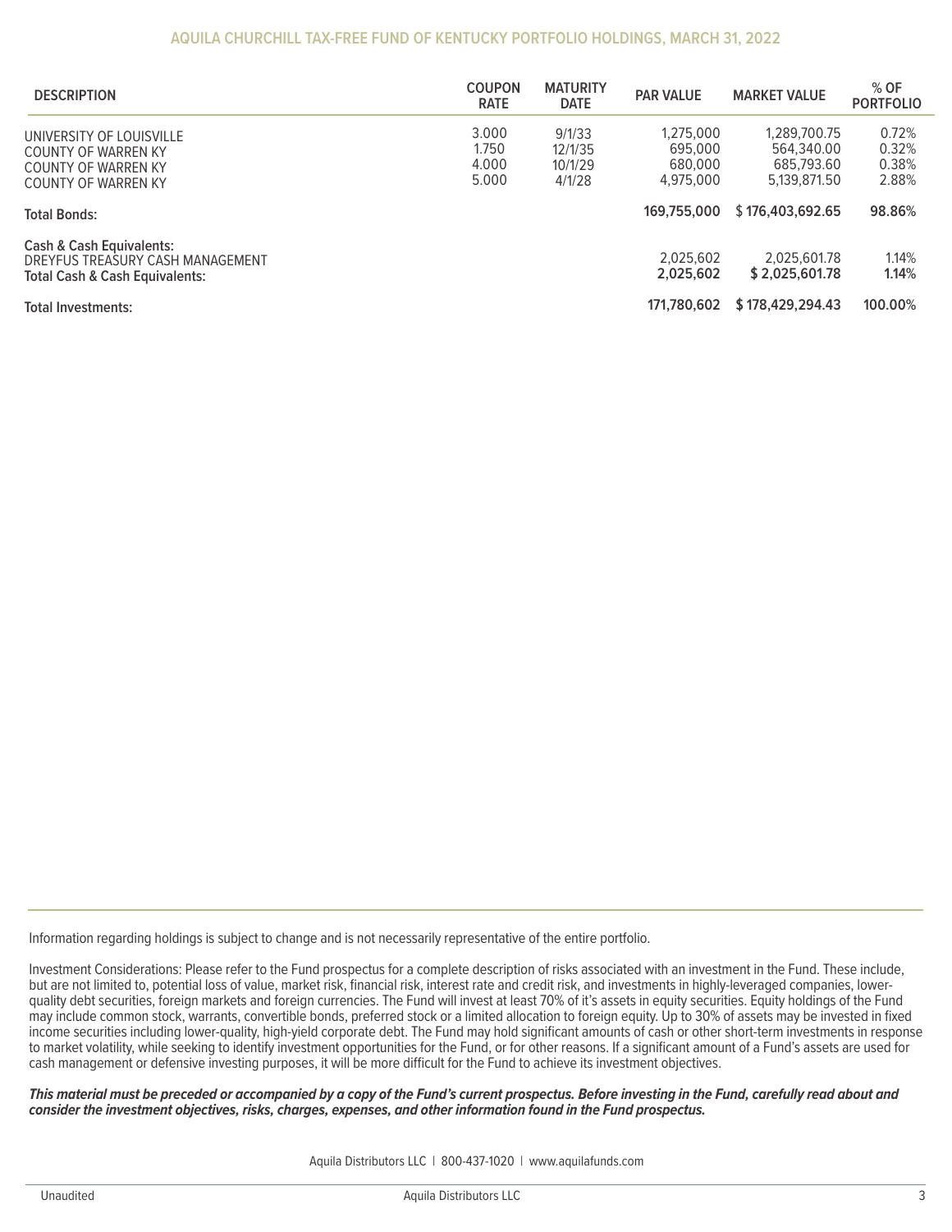## AQUILA CHURCHILL TAX-FREE FUND OF KENTUCKY PORTFOLIO HOLDINGS, MARCH 31, 2022

| DESCRIPTION | COUPON RATE | MATURITY DATE | PAR VALUE | MARKET VALUE | % OF PORTFOLIO |
|---|---|---|---|---|---|
| UNIVERSITY OF LOUISVILLE | 3.000 | 9/1/33 | 1,275,000 | 1,289,700.75 | 0.72% |
| COUNTY OF WARREN KY | 1.750 | 12/1/35 | 695,000 | 564,340.00 | 0.32% |
| COUNTY OF WARREN KY | 4.000 | 10/1/29 | 680,000 | 685,793.60 | 0.38% |
| COUNTY OF WARREN KY | 5.000 | 4/1/28 | 4,975,000 | 5,139,871.50 | 2.88% |
| **Total Bonds:** | | | **169,755,000** | **$ 176,403,692.65** | **98.86%** |
| **Cash & Cash Equivalents:** | | | | | |
| DREYFUS TREASURY CASH MANAGEMENT | | | 2,025,602 | 2,025,601.78 | 1.14% |
| **Total Cash & Cash Equivalents:** | | | **2,025,602** | **$ 2,025,601.78** | **1.14%** |
| **Total Investments:** | | | **171,780,602** | **$ 178,429,294.43** | **100.00%** |

Information regarding holdings is subject to change and is not necessarily representative of the entire portfolio.

Investment Considerations: Please refer to the Fund prospectus for a complete description of risks associated with an investment in the Fund. These include, but are not limited to, potential loss of value, market risk, financial risk, interest rate and credit risk, and investments in highly-leveraged companies, lower-quality debt securities, foreign markets and foreign currencies. The Fund will invest at least 70% of it's assets in equity securities. Equity holdings of the Fund may include common stock, warrants, convertible bonds, preferred stock or a limited allocation to foreign equity. Up to 30% of assets may be invested in fixed income securities including lower-quality, high-yield corporate debt. The Fund may hold significant amounts of cash or other short-term investments in response to market volatility, while seeking to identify investment opportunities for the Fund, or for other reasons. If a significant amount of a Fund's assets are used for cash management or defensive investing purposes, it will be more difficult for the Fund to achieve its investment objectives.

***This material must be preceded or accompanied by a copy of the Fund's current prospectus. Before investing in the Fund, carefully read about and consider the investment objectives, risks, charges, expenses, and other information found in the Fund prospectus.***

Aquila Distributors LLC | 800-437-1020 | www.aquilafunds.com

Unaudited